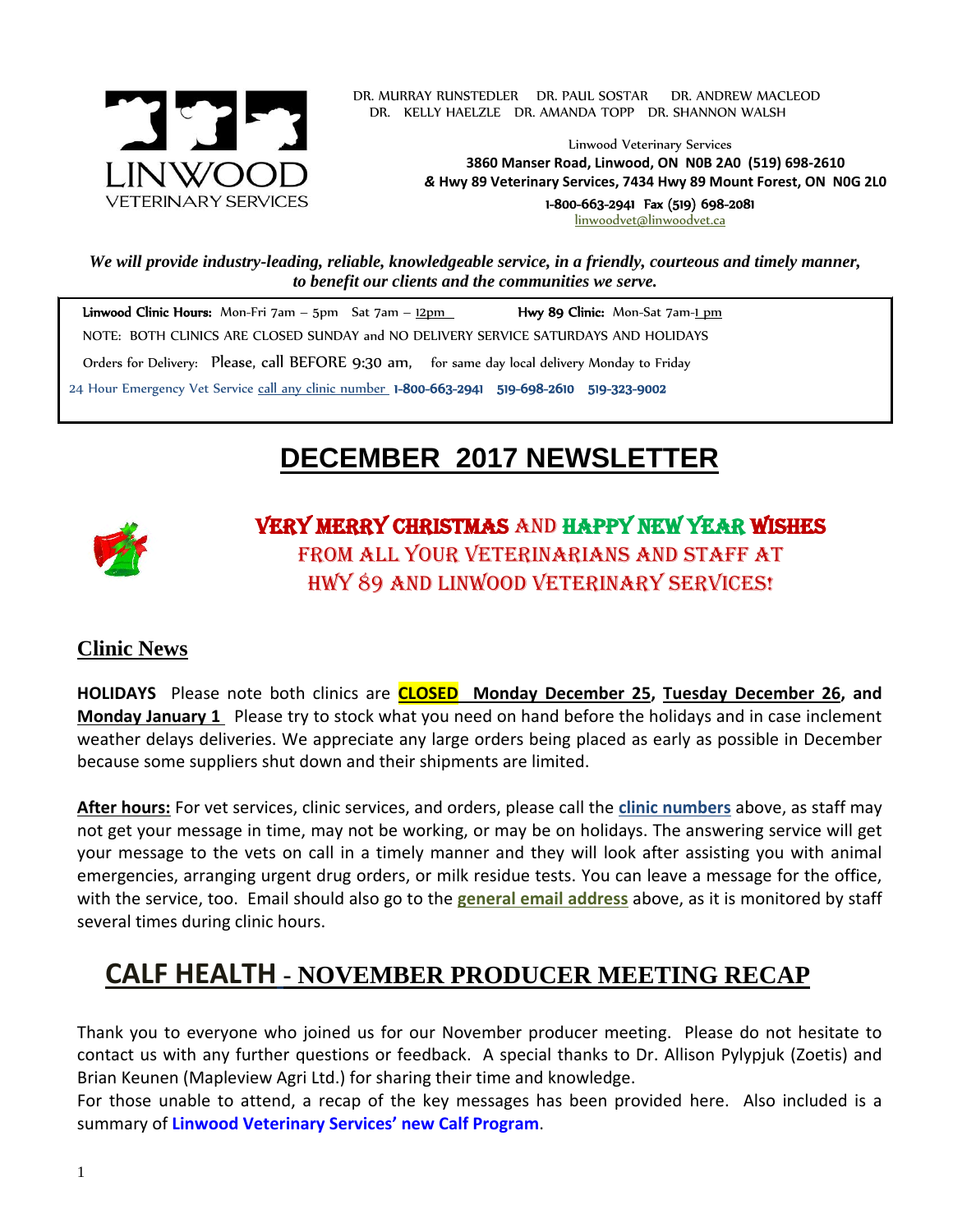DR. MURRAY RUNSTEDLER DR. PAUL SOSTAR DR. ANDREW MACLEOD
DR. KELLY HAELZLE DR. AMANDA TOPP DR. SHANNON WALSH

Linwood Veterinary Services
**3860 Manser Road, Linwood, ON N0B 2A0 (519) 698-2610**
***&* Hwy 89 Veterinary Services, 7434 Hwy 89 Mount Forest, ON N0G 2L0**
**1-800-663-2941 Fax (519) 698-2081**
linwoodvet@linwoodvet.ca

***We will provide industry-leading, reliable, knowledgeable service, in a friendly, courteous and timely manner, to benefit our clients and the communities we serve.***

**Linwood Clinic Hours:** Mon-Fri 7am – 5pm Sat 7am – 12pm **Hwy 89 Clinic:** Mon-Sat 7am-1 pm

NOTE: BOTH CLINICS ARE CLOSED SUNDAY and NO DELIVERY SERVICE SATURDAYS AND HOLIDAYS

Orders for Delivery: Please, call BEFORE 9:30 am, for same day local delivery Monday to Friday

24 Hour Emergency Vet Service call any clinic number **1-800-663-2941 519-698-2610 519-323-9002**

# DECEMBER 2017 NEWSLETTER

**VERY MERRY CHRISTMAS AND HAPPY NEW YEAR WISHES**
**FROM ALL YOUR VETERINARIANS AND STAFF AT**
**HWY 89 AND LINWOOD VETERINARY SERVICES!**

## Clinic News

**HOLIDAYS** Please note both clinics are **CLOSED Monday December 25**, **Tuesday December 26**, **and Monday January 1** Please try to stock what you need on hand before the holidays and in case inclement weather delays deliveries. We appreciate any large orders being placed as early as possible in December because some suppliers shut down and their shipments are limited.

**After hours:** For vet services, clinic services, and orders, please call the **clinic numbers** above, as staff may not get your message in time, may not be working, or may be on holidays. The answering service will get your message to the vets on call in a timely manner and they will look after assisting you with animal emergencies, arranging urgent drug orders, or milk residue tests. You can leave a message for the office, with the service, too. Email should also go to the **general email address** above, as it is monitored by staff several times during clinic hours.

## CALF HEALTH - NOVEMBER PRODUCER MEETING RECAP

Thank you to everyone who joined us for our November producer meeting. Please do not hesitate to contact us with any further questions or feedback. A special thanks to Dr. Allison Pylypjuk (Zoetis) and Brian Keunen (Mapleview Agri Ltd.) for sharing their time and knowledge.
For those unable to attend, a recap of the key messages has been provided here. Also included is a summary of **Linwood Veterinary Services' new Calf Program**.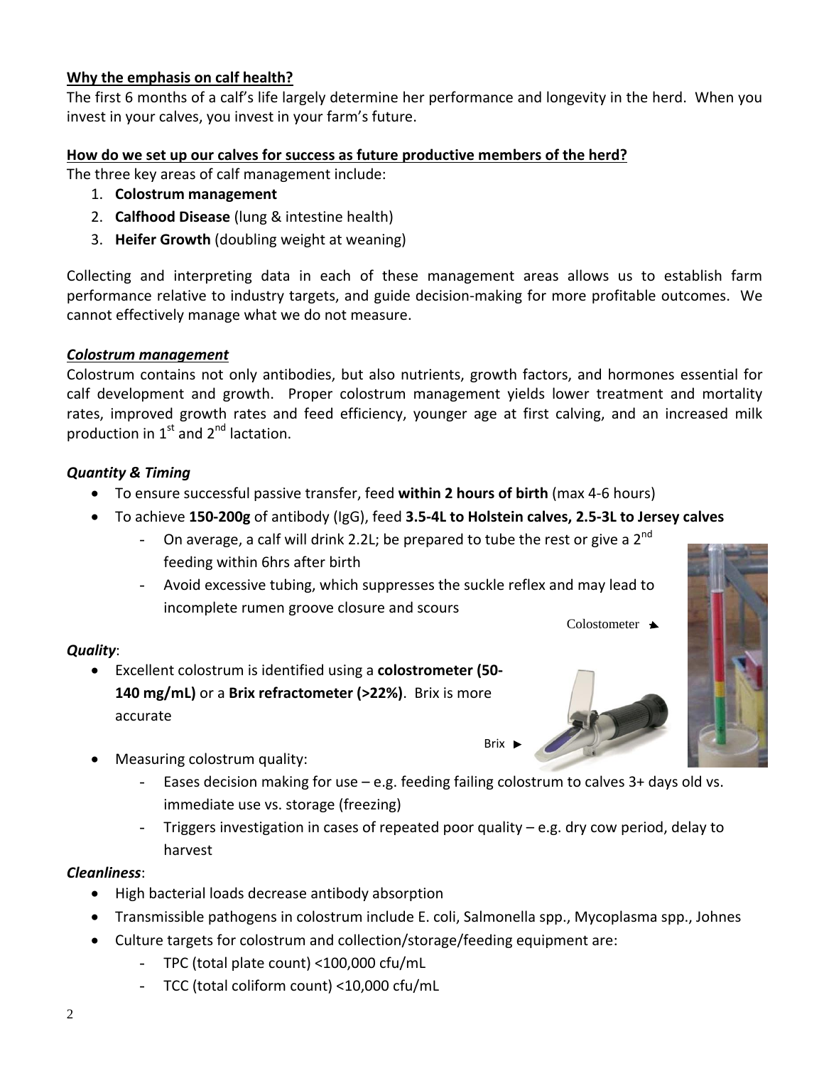**Why the emphasis on calf health?**

The first 6 months of a calf's life largely determine her performance and longevity in the herd. When you invest in your calves, you invest in your farm's future.

**How do we set up our calves for success as future productive members of the herd?**

The three key areas of calf management include:

1. **Colostrum management**
2. **Calfhood Disease** (lung & intestine health)
3. **Heifer Growth** (doubling weight at weaning)

Collecting and interpreting data in each of these management areas allows us to establish farm performance relative to industry targets, and guide decision-making for more profitable outcomes. We cannot effectively manage what we do not measure.

***Colostrum management***

Colostrum contains not only antibodies, but also nutrients, growth factors, and hormones essential for calf development and growth. Proper colostrum management yields lower treatment and mortality rates, improved growth rates and feed efficiency, younger age at first calving, and an increased milk production in 1st and 2nd lactation.

***Quantity & Timing***

- To ensure successful passive transfer, feed **within 2 hours of birth** (max 4-6 hours)
- To achieve **150-200g** of antibody (IgG), feed **3.5-4L to Holstein calves, 2.5-3L to Jersey calves**
  - On average, a calf will drink 2.2L; be prepared to tube the rest or give a 2nd feeding within 6hrs after birth
  - Avoid excessive tubing, which suppresses the suckle reflex and may lead to incomplete rumen groove closure and scours

Colostometer

***Quality***:

- Excellent colostrum is identified using a **colostrometer (50-140 mg/mL)** or a **Brix refractometer (>22%)**. Brix is more accurate

Brix

- Measuring colostrum quality:
  - Eases decision making for use – e.g. feeding failing colostrum to calves 3+ days old vs. immediate use vs. storage (freezing)
  - Triggers investigation in cases of repeated poor quality – e.g. dry cow period, delay to harvest

***Cleanliness***:

- High bacterial loads decrease antibody absorption
- Transmissible pathogens in colostrum include E. coli, Salmonella spp., Mycoplasma spp., Johnes
- Culture targets for colostrum and collection/storage/feeding equipment are:
  - TPC (total plate count) <100,000 cfu/mL
  - TCC (total coliform count) <10,000 cfu/mL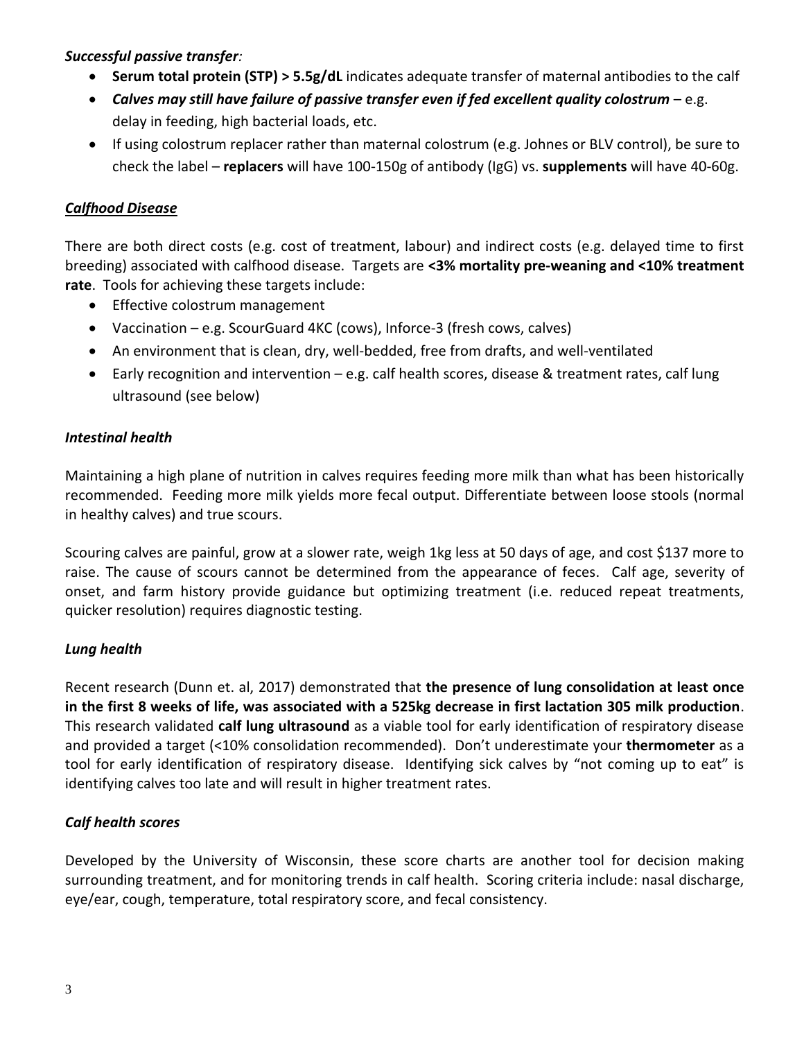*Successful passive transfer:*

- **Serum total protein (STP) > 5.5g/dL** indicates adequate transfer of maternal antibodies to the calf
- ***Calves may still have failure of passive transfer even if fed excellent quality colostrum*** – e.g. delay in feeding, high bacterial loads, etc.
- If using colostrum replacer rather than maternal colostrum (e.g. Johnes or BLV control), be sure to check the label – **replacers** will have 100-150g of antibody (IgG) vs. **supplements** will have 40-60g.

### ***Calfhood Disease***

There are both direct costs (e.g. cost of treatment, labour) and indirect costs (e.g. delayed time to first breeding) associated with calfhood disease. Targets are **<3% mortality pre-weaning and <10% treatment rate**. Tools for achieving these targets include:

- Effective colostrum management
- Vaccination – e.g. ScourGuard 4KC (cows), Inforce-3 (fresh cows, calves)
- An environment that is clean, dry, well-bedded, free from drafts, and well-ventilated
- Early recognition and intervention – e.g. calf health scores, disease & treatment rates, calf lung ultrasound (see below)

### *Intestinal health*

Maintaining a high plane of nutrition in calves requires feeding more milk than what has been historically recommended. Feeding more milk yields more fecal output. Differentiate between loose stools (normal in healthy calves) and true scours.

Scouring calves are painful, grow at a slower rate, weigh 1kg less at 50 days of age, and cost $137 more to raise. The cause of scours cannot be determined from the appearance of feces. Calf age, severity of onset, and farm history provide guidance but optimizing treatment (i.e. reduced repeat treatments, quicker resolution) requires diagnostic testing.

### *Lung health*

Recent research (Dunn et. al, 2017) demonstrated that **the presence of lung consolidation at least once in the first 8 weeks of life, was associated with a 525kg decrease in first lactation 305 milk production**. This research validated **calf lung ultrasound** as a viable tool for early identification of respiratory disease and provided a target (<10% consolidation recommended). Don't underestimate your **thermometer** as a tool for early identification of respiratory disease. Identifying sick calves by "not coming up to eat" is identifying calves too late and will result in higher treatment rates.

### *Calf health scores*

Developed by the University of Wisconsin, these score charts are another tool for decision making surrounding treatment, and for monitoring trends in calf health. Scoring criteria include: nasal discharge, eye/ear, cough, temperature, total respiratory score, and fecal consistency.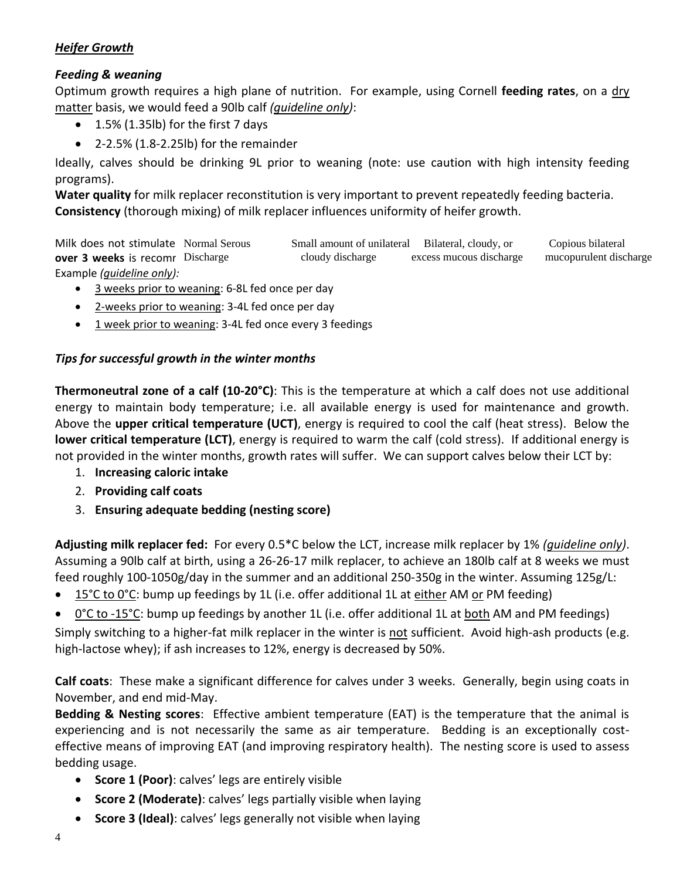***Heifer Growth***

***Feeding & weaning***

Optimum growth requires a high plane of nutrition. For example, using Cornell **feeding rates**, on a <u>dry matter</u> basis, we would feed a 90lb calf *(<u>guideline only</u>)*:

- 1.5% (1.35lb) for the first 7 days
- 2-2.5% (1.8-2.25lb) for the remainder

Ideally, calves should be drinking 9L prior to weaning (note: use caution with high intensity feeding programs).

**Water quality** for milk replacer reconstitution is very important to prevent repeatedly feeding bacteria.
**Consistency** (thorough mixing) of milk replacer influences uniformity of heifer growth.

Milk does not stimulate Normal Serous Discharge Small amount of unilateral cloudy discharge Bilateral, cloudy, or excess mucous discharge Copious bilateral mucopurulent discharge **over 3 weeks** is recomr

Example *(<u>guideline only</u>)*:

- <u>3 weeks prior to weaning</u>: 6-8L fed once per day
- <u>2-weeks prior to weaning</u>: 3-4L fed once per day
- <u>1 week prior to weaning</u>: 3-4L fed once every 3 feedings

***Tips for successful growth in the winter months***

**Thermoneutral zone of a calf (10-20°C)**: This is the temperature at which a calf does not use additional energy to maintain body temperature; i.e. all available energy is used for maintenance and growth. Above the **upper critical temperature (UCT)**, energy is required to cool the calf (heat stress). Below the **lower critical temperature (LCT)**, energy is required to warm the calf (cold stress). If additional energy is not provided in the winter months, growth rates will suffer. We can support calves below their LCT by:

1. **Increasing caloric intake**
2. **Providing calf coats**
3. **Ensuring adequate bedding (nesting score)**

**Adjusting milk replacer fed:** For every 0.5*C below the LCT, increase milk replacer by 1% *(<u>guideline only</u>)*. Assuming a 90lb calf at birth, using a 26-26-17 milk replacer, to achieve an 180lb calf at 8 weeks we must feed roughly 100-1050g/day in the summer and an additional 250-350g in the winter. Assuming 125g/L:

- <u>15°C to 0°C</u>: bump up feedings by 1L (i.e. offer additional 1L at <u>either</u> AM <u>or</u> PM feeding)
- <u>0°C to -15°C</u>: bump up feedings by another 1L (i.e. offer additional 1L at <u>both</u> AM and PM feedings)

Simply switching to a higher-fat milk replacer in the winter is <u>not</u> sufficient. Avoid high-ash products (e.g. high-lactose whey); if ash increases to 12%, energy is decreased by 50%.

**Calf coats**: These make a significant difference for calves under 3 weeks. Generally, begin using coats in November, and end mid-May.

**Bedding & Nesting scores**: Effective ambient temperature (EAT) is the temperature that the animal is experiencing and is not necessarily the same as air temperature. Bedding is an exceptionally cost-effective means of improving EAT (and improving respiratory health). The nesting score is used to assess bedding usage.

- **Score 1 (Poor)**: calves' legs are entirely visible
- **Score 2 (Moderate)**: calves' legs partially visible when laying
- **Score 3 (Ideal)**: calves' legs generally not visible when laying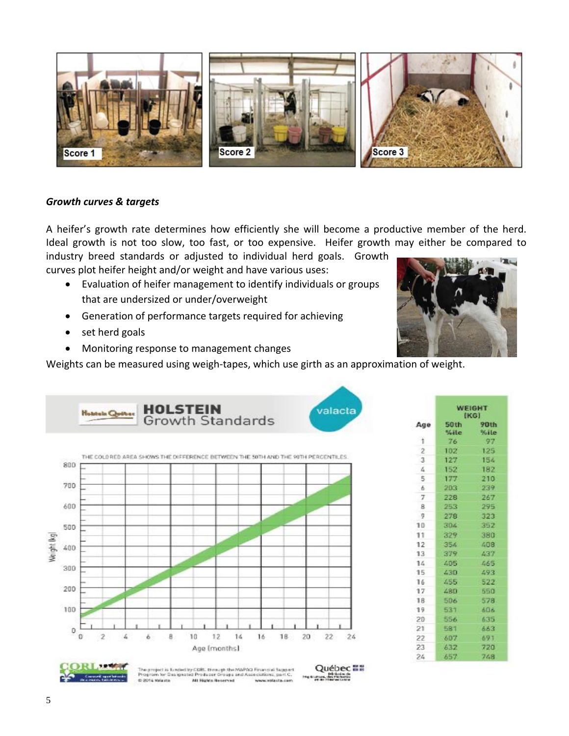Score 1 Score 2 Score 3

### *Growth curves & targets*

A heifer's growth rate determines how efficiently she will become a productive member of the herd. Ideal growth is not too slow, too fast, or too expensive. Heifer growth may either be compared to industry breed standards or adjusted to individual herd goals. Growth curves plot heifer height and/or weight and have various uses:

- Evaluation of heifer management to identify individuals or groups that are undersized or under/overweight
- Generation of performance targets required for achieving
- set herd goals
- Monitoring response to management changes

Weights can be measured using weigh-tapes, which use girth as an approximation of weight.

**HOLSTEIN Growth Standards**

THE COLORED AREA SHOWS THE DIFFERENCE BETWEEN THE 50TH AND THE 90TH PERCENTILES.

| Age | WEIGHT (KG) 50th %ile | 90th %ile |
|---|---|---|
| 1 | 76 | 97 |
| 2 | 102 | 125 |
| 3 | 127 | 154 |
| 4 | 152 | 182 |
| 5 | 177 | 210 |
| 6 | 203 | 239 |
| 7 | 228 | 267 |
| 8 | 253 | 295 |
| 9 | 278 | 323 |
| 10 | 304 | 352 |
| 11 | 329 | 380 |
| 12 | 354 | 408 |
| 13 | 379 | 437 |
| 14 | 405 | 465 |
| 15 | 430 | 493 |
| 16 | 455 | 522 |
| 17 | 480 | 550 |
| 18 | 506 | 578 |
| 19 | 531 | 606 |
| 20 | 556 | 635 |
| 21 | 581 | 663 |
| 22 | 607 | 691 |
| 23 | 632 | 720 |
| 24 | 657 | 748 |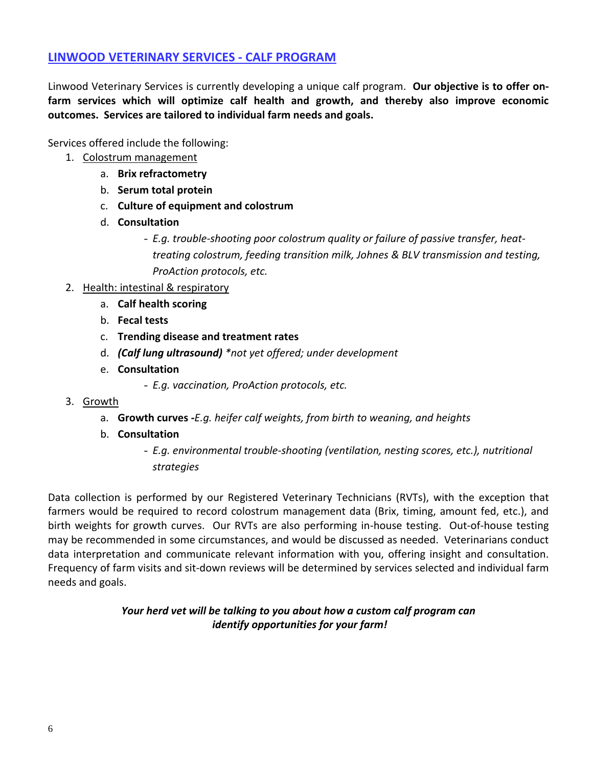## LINWOOD VETERINARY SERVICES - CALF PROGRAM

Linwood Veterinary Services is currently developing a unique calf program. **Our objective is to offer on-farm services which will optimize calf health and growth, and thereby also improve economic outcomes. Services are tailored to individual farm needs and goals.**

Services offered include the following:

1. Colostrum management
    a. **Brix refractometry**
    b. **Serum total protein**
    c. **Culture of equipment and colostrum**
    d. **Consultation**
        - *E.g. trouble-shooting poor colostrum quality or failure of passive transfer, heat-treating colostrum, feeding transition milk, Johnes & BLV transmission and testing, ProAction protocols, etc.*
2. Health: intestinal & respiratory
    a. **Calf health scoring**
    b. **Fecal tests**
    c. **Trending disease and treatment rates**
    d. ***(Calf lung ultrasound)*** *\*not yet offered; under development*
    e. **Consultation**
        - *E.g. vaccination, ProAction protocols, etc.*
3. Growth
    a. **Growth curves -***E.g. heifer calf weights, from birth to weaning, and heights*
    b. **Consultation**
        - *E.g. environmental trouble-shooting (ventilation, nesting scores, etc.), nutritional strategies*

Data collection is performed by our Registered Veterinary Technicians (RVTs), with the exception that farmers would be required to record colostrum management data (Brix, timing, amount fed, etc.), and birth weights for growth curves. Our RVTs are also performing in-house testing. Out-of-house testing may be recommended in some circumstances, and would be discussed as needed. Veterinarians conduct data interpretation and communicate relevant information with you, offering insight and consultation. Frequency of farm visits and sit-down reviews will be determined by services selected and individual farm needs and goals.

***Your herd vet will be talking to you about how a custom calf program can identify opportunities for your farm!***